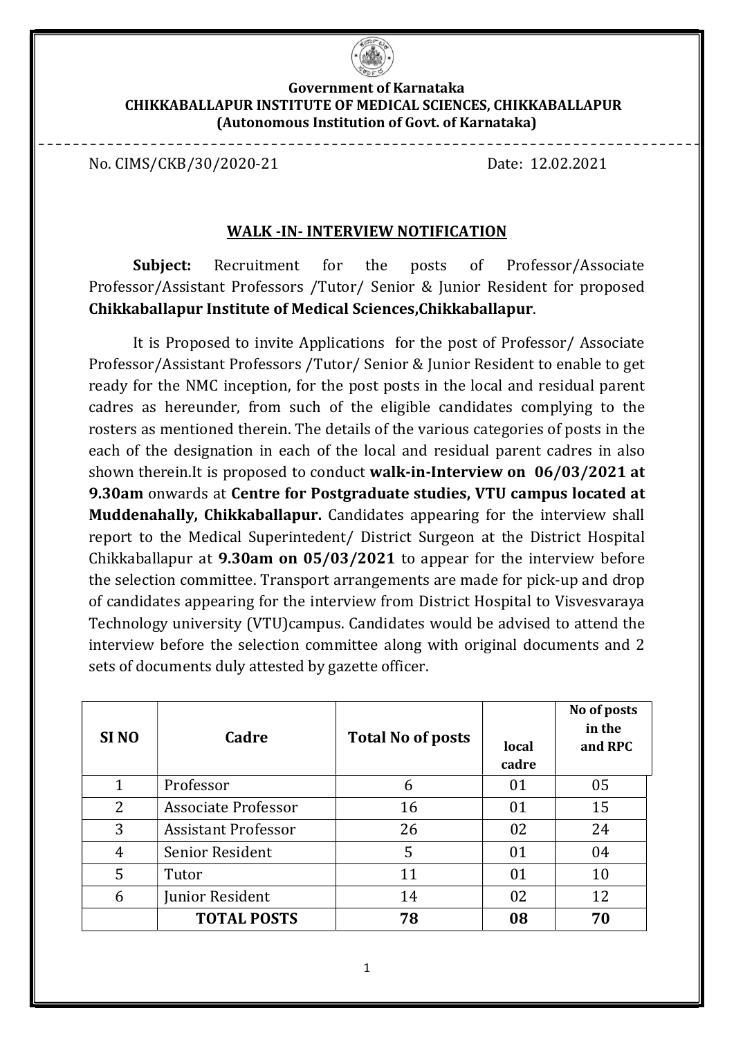**Government of Karnataka**
**CHIKKABALLAPUR INSTITUTE OF MEDICAL SCIENCES, CHIKKABALLAPUR**
**(Autonomous Institution of Govt. of Karnataka)**

No. CIMS/CKB/30/2020-21 Date: 12.02.2021

## WALK -IN- INTERVIEW NOTIFICATION

**Subject:** Recruitment for the posts of Professor/Associate Professor/Assistant Professors /Tutor/ Senior & Junior Resident for proposed **Chikkaballapur Institute of Medical Sciences,Chikkaballapur**.

It is Proposed to invite Applications for the post of Professor/ Associate Professor/Assistant Professors /Tutor/ Senior & Junior Resident to enable to get ready for the NMC inception, for the post posts in the local and residual parent cadres as hereunder, from such of the eligible candidates complying to the rosters as mentioned therein. The details of the various categories of posts in the each of the designation in each of the local and residual parent cadres in also shown therein.It is proposed to conduct **walk-in-Interview on 06/03/2021 at 9.30am** onwards at **Centre for Postgraduate studies, VTU campus located at Muddenahally, Chikkaballapur.** Candidates appearing for the interview shall report to the Medical Superintedent/ District Surgeon at the District Hospital Chikkaballapur at **9.30am on 05/03/2021** to appear for the interview before the selection committee. Transport arrangements are made for pick-up and drop of candidates appearing for the interview from District Hospital to Visvesvaraya Technology university (VTU)campus. Candidates would be advised to attend the interview before the selection committee along with original documents and 2 sets of documents duly attested by gazette officer.

| SI NO | Cadre | Total No of posts | No of posts in the local cadre | and RPC |
|---|---|---|---|---|
| 1 | Professor | 6 | 01 | 05 |
| 2 | Associate Professor | 16 | 01 | 15 |
| 3 | Assistant Professor | 26 | 02 | 24 |
| 4 | Senior Resident | 5 | 01 | 04 |
| 5 | Tutor | 11 | 01 | 10 |
| 6 | Junior Resident | 14 | 02 | 12 |
| | **TOTAL POSTS** | **78** | **08** | **70** |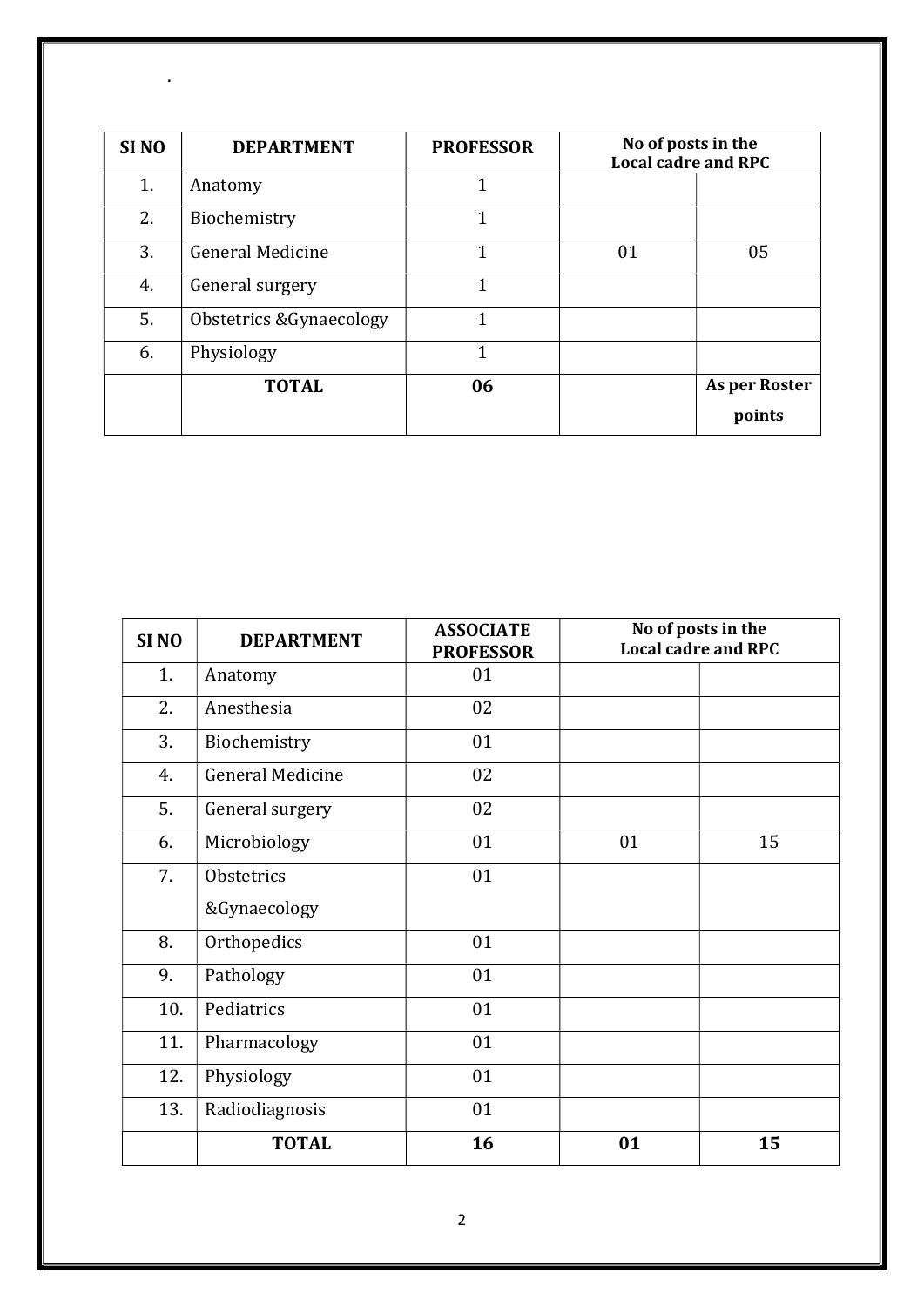.

| SI NO | DEPARTMENT | PROFESSOR | No of posts in the Local cadre and RPC | |
|---|---|---|---|---|
| 1. | Anatomy | 1 | | |
| 2. | Biochemistry | 1 | | |
| 3. | General Medicine | 1 | 01 | 05 |
| 4. | General surgery | 1 | | |
| 5. | Obstetrics &Gynaecology | 1 | | |
| 6. | Physiology | 1 | | |
| | **TOTAL** | **06** | | **As per Roster points** |

| SI NO | DEPARTMENT | ASSOCIATE PROFESSOR | No of posts in the Local cadre and RPC | |
|---|---|---|---|---|
| 1. | Anatomy | 01 | | |
| 2. | Anesthesia | 02 | | |
| 3. | Biochemistry | 01 | | |
| 4. | General Medicine | 02 | | |
| 5. | General surgery | 02 | | |
| 6. | Microbiology | 01 | 01 | 15 |
| 7. | Obstetrics &Gynaecology | 01 | | |
| 8. | Orthopedics | 01 | | |
| 9. | Pathology | 01 | | |
| 10. | Pediatrics | 01 | | |
| 11. | Pharmacology | 01 | | |
| 12. | Physiology | 01 | | |
| 13. | Radiodiagnosis | 01 | | |
| | **TOTAL** | **16** | **01** | **15** |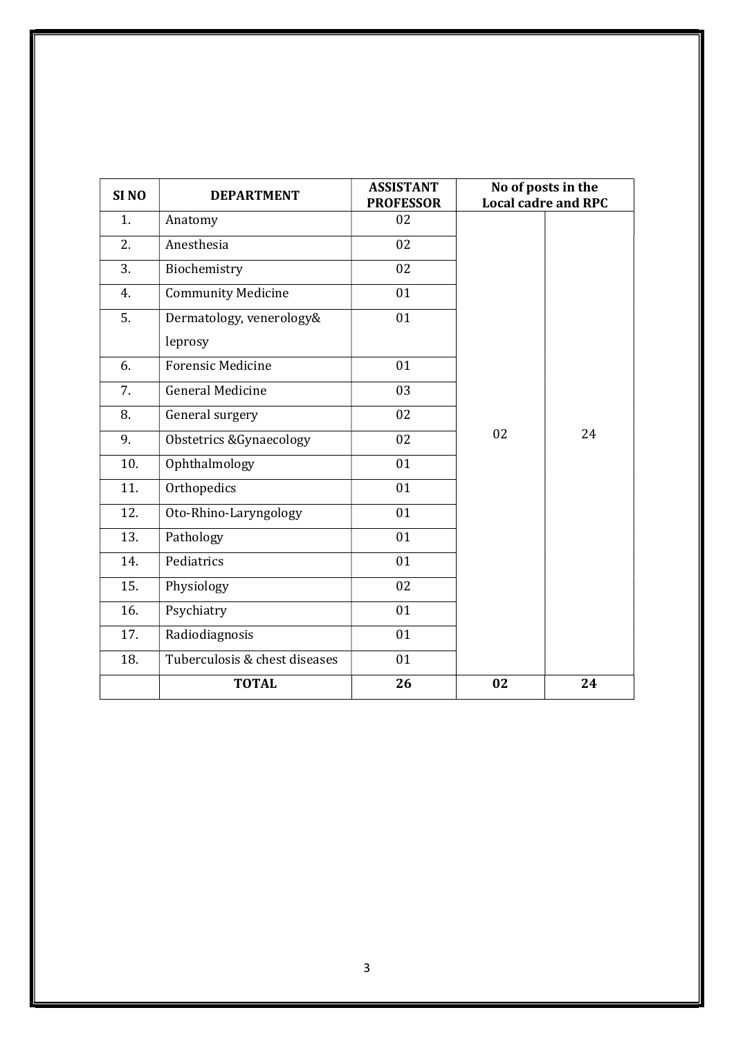| SI NO | DEPARTMENT | ASSISTANT PROFESSOR | No of posts in the Local cadre and RPC | |
|---|---|---|---|---|
| 1. | Anatomy | 02 | 02 | 24 |
| 2. | Anesthesia | 02 | | |
| 3. | Biochemistry | 02 | | |
| 4. | Community Medicine | 01 | | |
| 5. | Dermatology, venerology& leprosy | 01 | | |
| 6. | Forensic Medicine | 01 | | |
| 7. | General Medicine | 03 | | |
| 8. | General surgery | 02 | | |
| 9. | Obstetrics &Gynaecology | 02 | | |
| 10. | Ophthalmology | 01 | | |
| 11. | Orthopedics | 01 | | |
| 12. | Oto-Rhino-Laryngology | 01 | | |
| 13. | Pathology | 01 | | |
| 14. | Pediatrics | 01 | | |
| 15. | Physiology | 02 | | |
| 16. | Psychiatry | 01 | | |
| 17. | Radiodiagnosis | 01 | | |
| 18. | Tuberculosis & chest diseases | 01 | | |
| | **TOTAL** | **26** | **02** | **24** |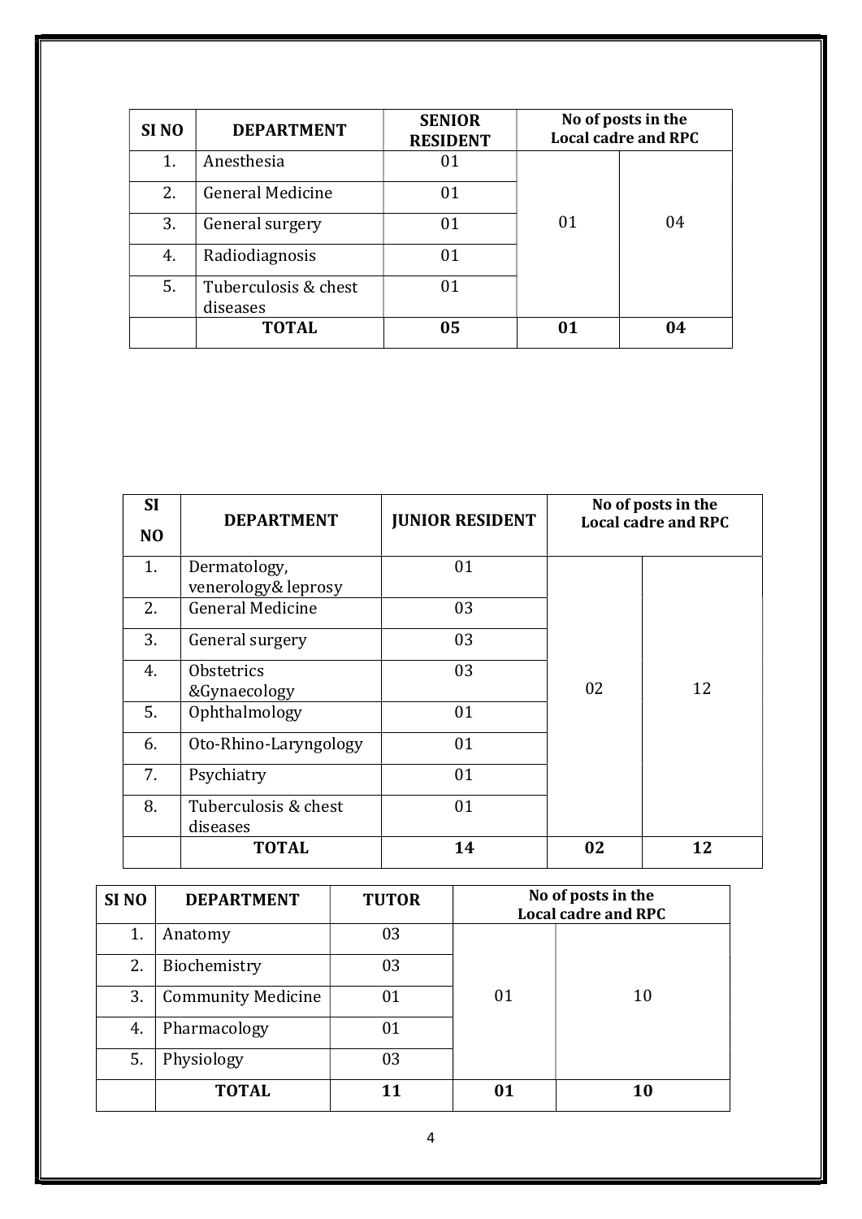| SI NO | DEPARTMENT | SENIOR RESIDENT | No of posts in the Local cadre and RPC | |
|---|---|---|---|---|
| 1. | Anesthesia | 01 | 01 | 04 |
| 2. | General Medicine | 01 | | |
| 3. | General surgery | 01 | | |
| 4. | Radiodiagnosis | 01 | | |
| 5. | Tuberculosis & chest diseases | 01 | | |
| | **TOTAL** | **05** | **01** | **04** |

| SI NO | DEPARTMENT | JUNIOR RESIDENT | No of posts in the Local cadre and RPC | |
|---|---|---|---|---|
| 1. | Dermatology, venerology& leprosy | 01 | 02 | 12 |
| 2. | General Medicine | 03 | | |
| 3. | General surgery | 03 | | |
| 4. | Obstetrics &Gynaecology | 03 | | |
| 5. | Ophthalmology | 01 | | |
| 6. | Oto-Rhino-Laryngology | 01 | | |
| 7. | Psychiatry | 01 | | |
| 8. | Tuberculosis & chest diseases | 01 | | |
| | **TOTAL** | **14** | **02** | **12** |

| SI NO | DEPARTMENT | TUTOR | No of posts in the Local cadre and RPC | |
|---|---|---|---|---|
| 1. | Anatomy | 03 | 01 | 10 |
| 2. | Biochemistry | 03 | | |
| 3. | Community Medicine | 01 | | |
| 4. | Pharmacology | 01 | | |
| 5. | Physiology | 03 | | |
| | **TOTAL** | **11** | **01** | **10** |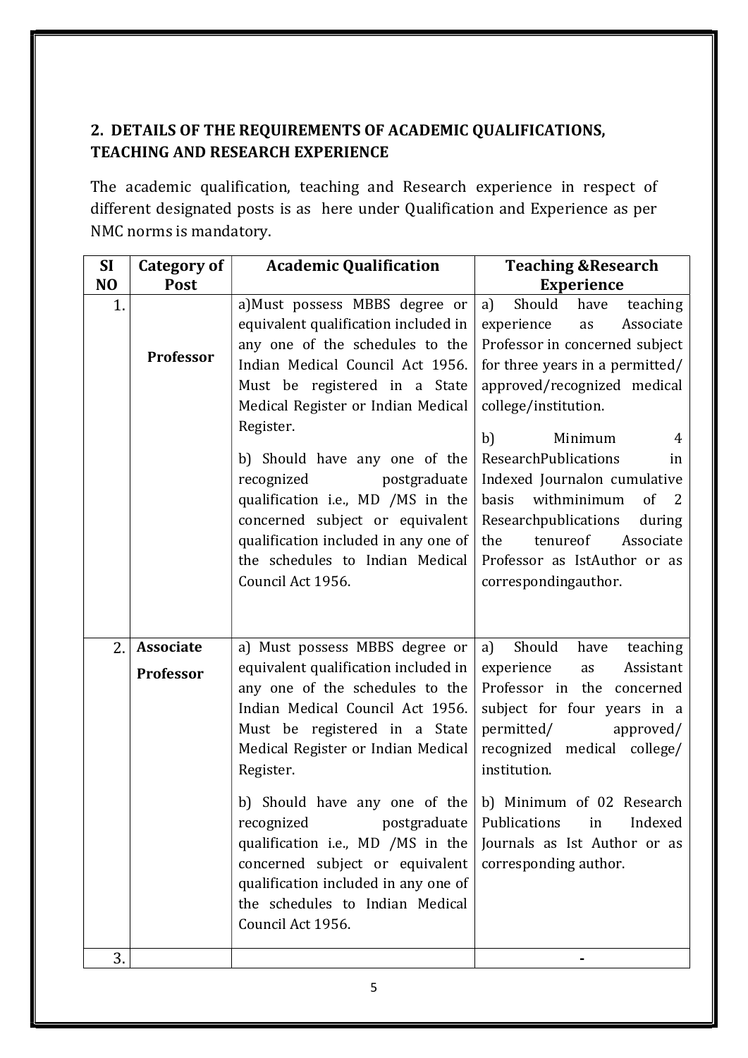## 2. DETAILS OF THE REQUIREMENTS OF ACADEMIC QUALIFICATIONS, TEACHING AND RESEARCH EXPERIENCE

The academic qualification, teaching and Research experience in respect of different designated posts is as here under Qualification and Experience as per NMC norms is mandatory.

| SI NO | Category of Post | Academic Qualification | Teaching &Research Experience |
|---|---|---|---|
| 1. | **Professor** | a)Must possess MBBS degree or equivalent qualification included in any one of the schedules to the Indian Medical Council Act 1956. Must be registered in a State Medical Register or Indian Medical Register.<br><br>b) Should have any one of the recognized postgraduate qualification i.e., MD /MS in the concerned subject or equivalent qualification included in any one of the schedules to Indian Medical Council Act 1956. | a) Should have teaching experience as Associate Professor in concerned subject for three years in a permitted/ approved/recognized medical college/institution.<br><br>b) Minimum 4 ResearchPublications in Indexed Journalon cumulative basis withminimum of 2 Researchpublications during the tenureof Associate Professor as IstAuthor or as correspondingauthor. |
| 2. | **Associate Professor** | a) Must possess MBBS degree or equivalent qualification included in any one of the schedules to the Indian Medical Council Act 1956. Must be registered in a State Medical Register or Indian Medical Register.<br><br>b) Should have any one of the recognized postgraduate qualification i.e., MD /MS in the concerned subject or equivalent qualification included in any one of the schedules to Indian Medical Council Act 1956. | a) Should have teaching experience as Assistant Professor in the concerned subject for four years in a permitted/ approved/ recognized medical college/ institution.<br><br>b) Minimum of 02 Research Publications in Indexed Journals as Ist Author or as corresponding author. |
| 3. | | | - |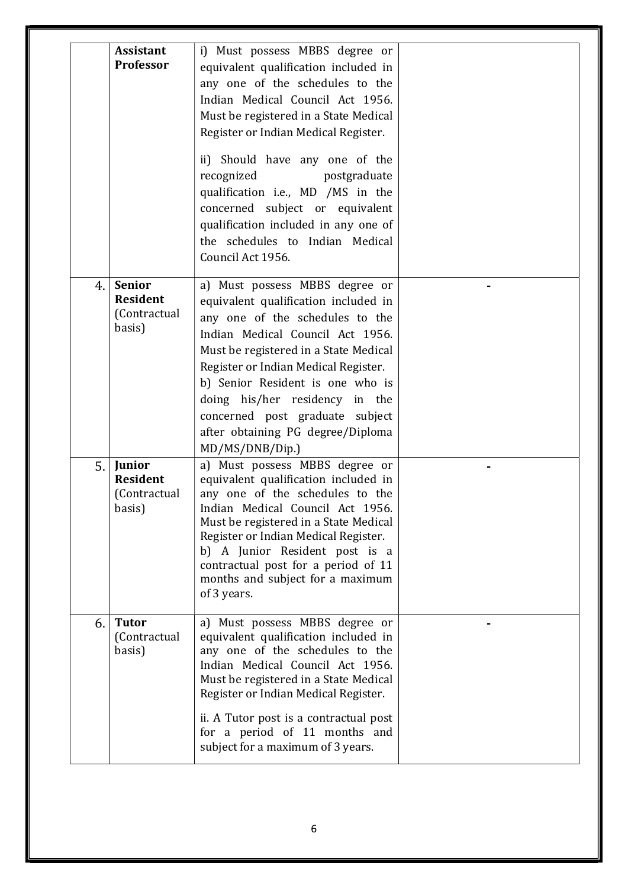| | | | |
|---|---|---|---|
| | **Assistant Professor** | i) Must possess MBBS degree or equivalent qualification included in any one of the schedules to the Indian Medical Council Act 1956. Must be registered in a State Medical Register or Indian Medical Register.<br><br>ii) Should have any one of the recognized postgraduate qualification i.e., MD /MS in the concerned subject or equivalent qualification included in any one of the schedules to Indian Medical Council Act 1956. | |
| 4. | **Senior Resident** (Contractual basis) | a) Must possess MBBS degree or equivalent qualification included in any one of the schedules to the Indian Medical Council Act 1956. Must be registered in a State Medical Register or Indian Medical Register.<br>b) Senior Resident is one who is doing his/her residency in the concerned post graduate subject after obtaining PG degree/Diploma MD/MS/DNB/Dip.) | - |
| 5. | **Junior Resident** (Contractual basis) | a) Must possess MBBS degree or equivalent qualification included in any one of the schedules to the Indian Medical Council Act 1956. Must be registered in a State Medical Register or Indian Medical Register.<br>b) A Junior Resident post is a contractual post for a period of 11 months and subject for a maximum of 3 years. | - |
| 6. | **Tutor** (Contractual basis) | a) Must possess MBBS degree or equivalent qualification included in any one of the schedules to the Indian Medical Council Act 1956. Must be registered in a State Medical Register or Indian Medical Register.<br><br>ii. A Tutor post is a contractual post for a period of 11 months and subject for a maximum of 3 years. | - |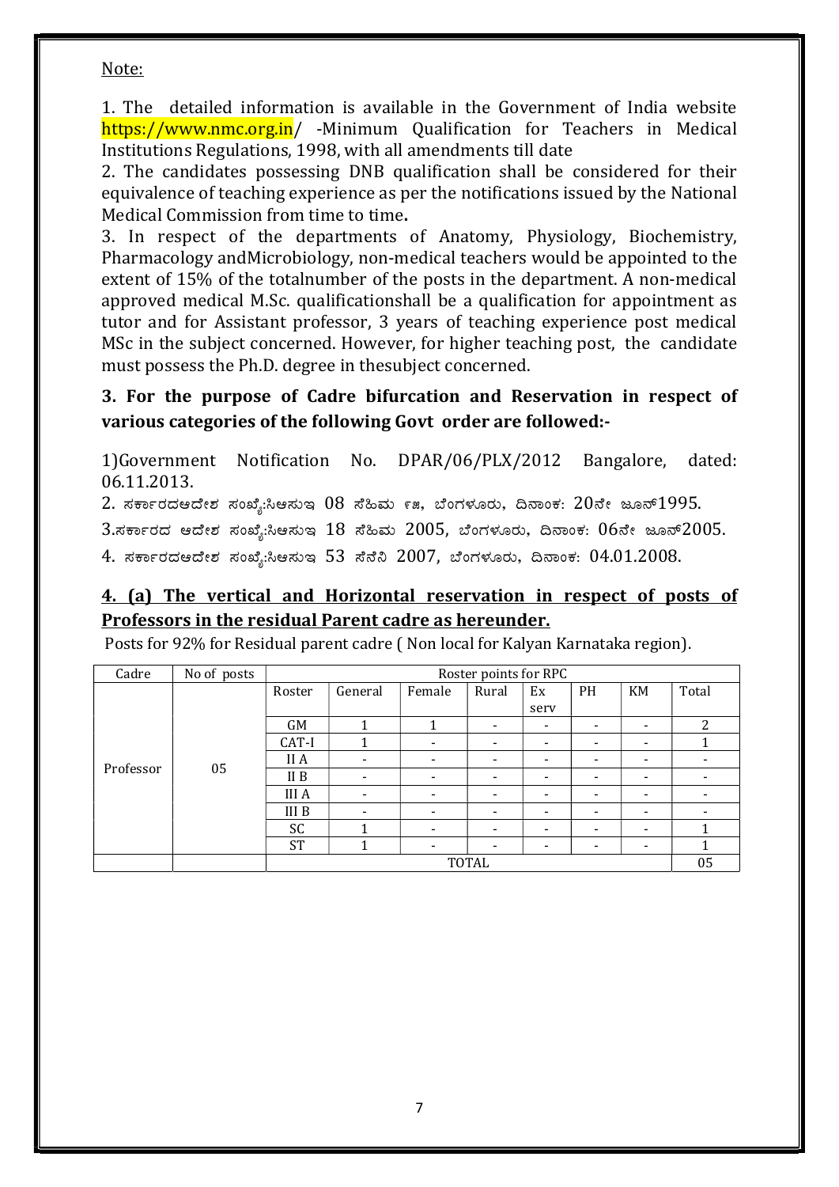Note:

1. The detailed information is available in the Government of India website https://www.nmc.org.in/ -Minimum Qualification for Teachers in Medical Institutions Regulations, 1998, with all amendments till date
2. The candidates possessing DNB qualification shall be considered for their equivalence of teaching experience as per the notifications issued by the National Medical Commission from time to time.
3. In respect of the departments of Anatomy, Physiology, Biochemistry, Pharmacology andMicrobiology, non-medical teachers would be appointed to the extent of 15% of the totalnumber of the posts in the department. A non-medical approved medical M.Sc. qualificationshall be a qualification for appointment as tutor and for Assistant professor, 3 years of teaching experience post medical MSc in the subject concerned. However, for higher teaching post, the candidate must possess the Ph.D. degree in thesubject concerned.

**3. For the purpose of Cadre bifurcation and Reservation in respect of various categories of the following Govt order are followed:-**

1)Government Notification No. DPAR/06/PLX/2012 Bangalore, dated: 06.11.2013.
2. ಸರ್ಕಾರದಆದೇಶ ಸಂಖ್ಯೆ:ಸಿಆಸುಇ 08 ಸೆಹಿಮ ೯೫, ಬೆಂಗಳೂರು, ದಿನಾಂಕ: 20ನೇ ಜೂನ್1995.
3.ಸರ್ಕಾರದ ಆದೇಶ ಸಂಖ್ಯೆ:ಸಿಆಸುಇ 18 ಸೆಹಿಮ 2005, ಬೆಂಗಳೂರು, ದಿನಾಂಕ: 06ನೇ ಜೂನ್2005.
4. ಸರ್ಕಾರದಆದೇಶ ಸಂಖ್ಯೆ:ಸಿಆಸುಇ 53 ಸೆನೆನಿ 2007, ಬೆಂಗಳೂರು, ದಿನಾಂಕ: 04.01.2008.

**<u>4. (a) The vertical and Horizontal reservation in respect of posts of Professors in the residual Parent cadre as hereunder.</u>**

Posts for 92% for Residual parent cadre ( Non local for Kalyan Karnataka region).

| Cadre | No of posts | Roster points for RPC | | | | | | | |
|---|---|---|---|---|---|---|---|---|---|
| | | Roster | General | Female | Rural | Ex serv | PH | KM | Total |
| Professor | 05 | GM | 1 | 1 | - | - | - | - | 2 |
| | | CAT-I | 1 | - | - | - | - | - | 1 |
| | | II A | - | - | - | - | - | - | - |
| | | II B | - | - | - | - | - | - | - |
| | | III A | - | - | - | - | - | - | - |
| | | III B | - | - | - | - | - | - | - |
| | | SC | 1 | - | - | - | - | - | 1 |
| | | ST | 1 | - | - | - | - | - | 1 |
| | | TOTAL | | | | | | | 05 |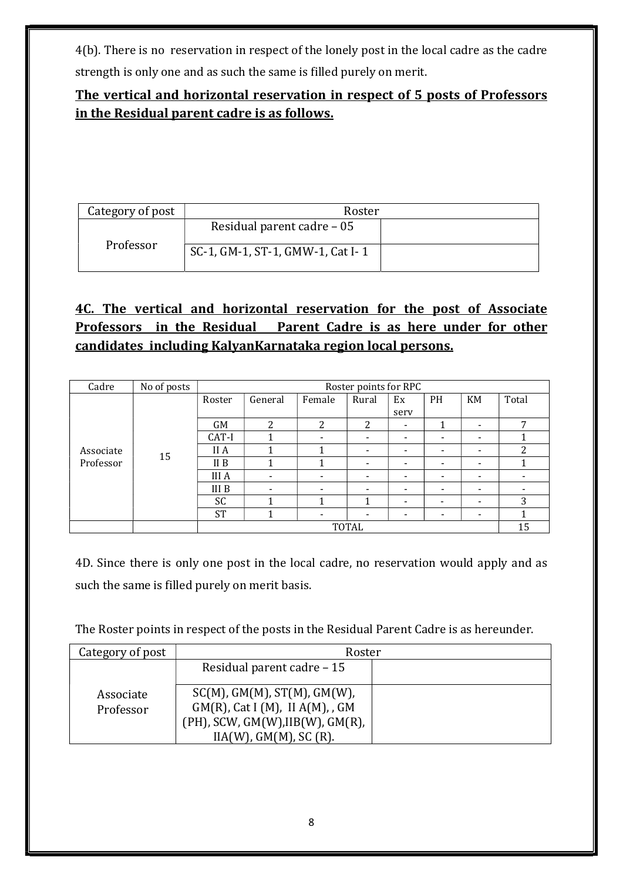4(b). There is no reservation in respect of the lonely post in the local cadre as the cadre strength is only one and as such the same is filled purely on merit.

**The vertical and horizontal reservation in respect of 5 posts of Professors in the Residual parent cadre is as follows.**

| Category of post | Roster | |
|---|---|---|
| Professor | Residual parent cadre – 05 | |
| | SC-1, GM-1, ST-1, GMW-1, Cat I- 1 | |

**4C. The vertical and horizontal reservation for the post of Associate Professors in the Residual Parent Cadre is as here under for other candidates including KalyanKarnataka region local persons.**

| Cadre | No of posts | Roster points for RPC | | | | | | | |
|---|---|---|---|---|---|---|---|---|---|
| | | Roster | General | Female | Rural | Ex serv | PH | KM | Total |
| Associate Professor | 15 | GM | 2 | 2 | 2 | - | 1 | - | 7 |
| | | CAT-I | 1 | - | - | - | - | - | 1 |
| | | II A | 1 | 1 | - | - | - | - | 2 |
| | | II B | 1 | 1 | - | - | - | - | 1 |
| | | III A | - | - | - | - | - | - | - |
| | | III B | - | - | - | - | - | - | - |
| | | SC | 1 | 1 | 1 | - | - | - | 3 |
| | | ST | 1 | - | - | - | - | - | 1 |
| | | TOTAL | | | | | | | 15 |

4D. Since there is only one post in the local cadre, no reservation would apply and as such the same is filled purely on merit basis.

The Roster points in respect of the posts in the Residual Parent Cadre is as hereunder.

| Category of post | Roster | |
|---|---|---|
| Associate Professor | Residual parent cadre – 15 | |
| | SC(M), GM(M), ST(M), GM(W), GM(R), Cat I (M), II A(M), , GM (PH), SCW, GM(W),IIB(W), GM(R), IIA(W), GM(M), SC (R). | |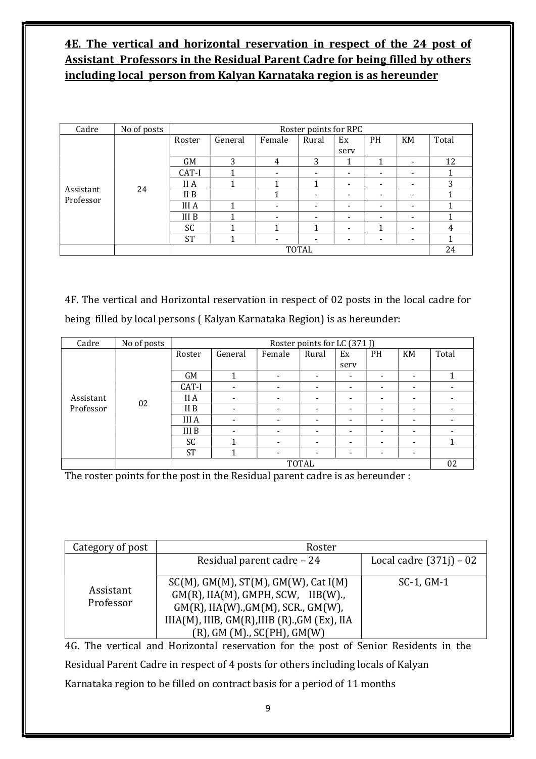**4E. The vertical and horizontal reservation in respect of the 24 post of Assistant Professors in the Residual Parent Cadre for being filled by others including local person from Kalyan Karnataka region is as hereunder**

| Cadre | No of posts | Roster points for RPC | | | | | | | |
|---|---|---|---|---|---|---|---|---|---|
| | | Roster | General | Female | Rural | Ex serv | PH | KM | Total |
| Assistant Professor | 24 | GM | 3 | 4 | 3 | 1 | 1 | - | 12 |
| | | CAT-I | 1 | - | - | - | - | - | 1 |
| | | II A | 1 | 1 | 1 | - | - | - | 3 |
| | | II B | | 1 | - | - | - | - | 1 |
| | | III A | 1 | - | - | - | - | - | 1 |
| | | III B | 1 | - | - | - | - | - | 1 |
| | | SC | 1 | 1 | 1 | - | 1 | - | 4 |
| | | ST | 1 | - | - | - | - | - | 1 |
| | | TOTAL | | | | | | | 24 |

4F. The vertical and Horizontal reservation in respect of 02 posts in the local cadre for being filled by local persons ( Kalyan Karnataka Region) is as hereunder:

| Cadre | No of posts | Roster points for LC (371 J) | | | | | | | |
|---|---|---|---|---|---|---|---|---|---|
| | | Roster | General | Female | Rural | Ex serv | PH | KM | Total |
| Assistant Professor | 02 | GM | 1 | - | - | - | - | - | 1 |
| | | CAT-I | - | - | - | - | - | - | - |
| | | II A | - | - | - | - | - | - | - |
| | | II B | - | - | - | - | - | - | - |
| | | III A | - | - | - | - | - | - | - |
| | | III B | - | - | - | - | - | - | - |
| | | SC | 1 | - | - | - | - | - | 1 |
| | | ST | 1 | - | - | - | - | - | |
| | | TOTAL | | | | | | | 02 |

The roster points for the post in the Residual parent cadre is as hereunder :

| Category of post | Roster | |
|---|---|---|
| | Residual parent cadre – 24 | Local cadre (371j) – 02 |
| Assistant Professor | SC(M), GM(M), ST(M), GM(W), Cat I(M) GM(R), IIA(M), GMPH, SCW, IIB(W)., GM(R), IIA(W).,GM(M), SCR., GM(W), IIIA(M), IIIB, GM(R),IIIB (R).,GM (Ex), IIA (R), GM (M)., SC(PH), GM(W) | SC-1, GM-1 |

4G. The vertical and Horizontal reservation for the post of Senior Residents in the Residual Parent Cadre in respect of 4 posts for others including locals of Kalyan Karnataka region to be filled on contract basis for a period of 11 months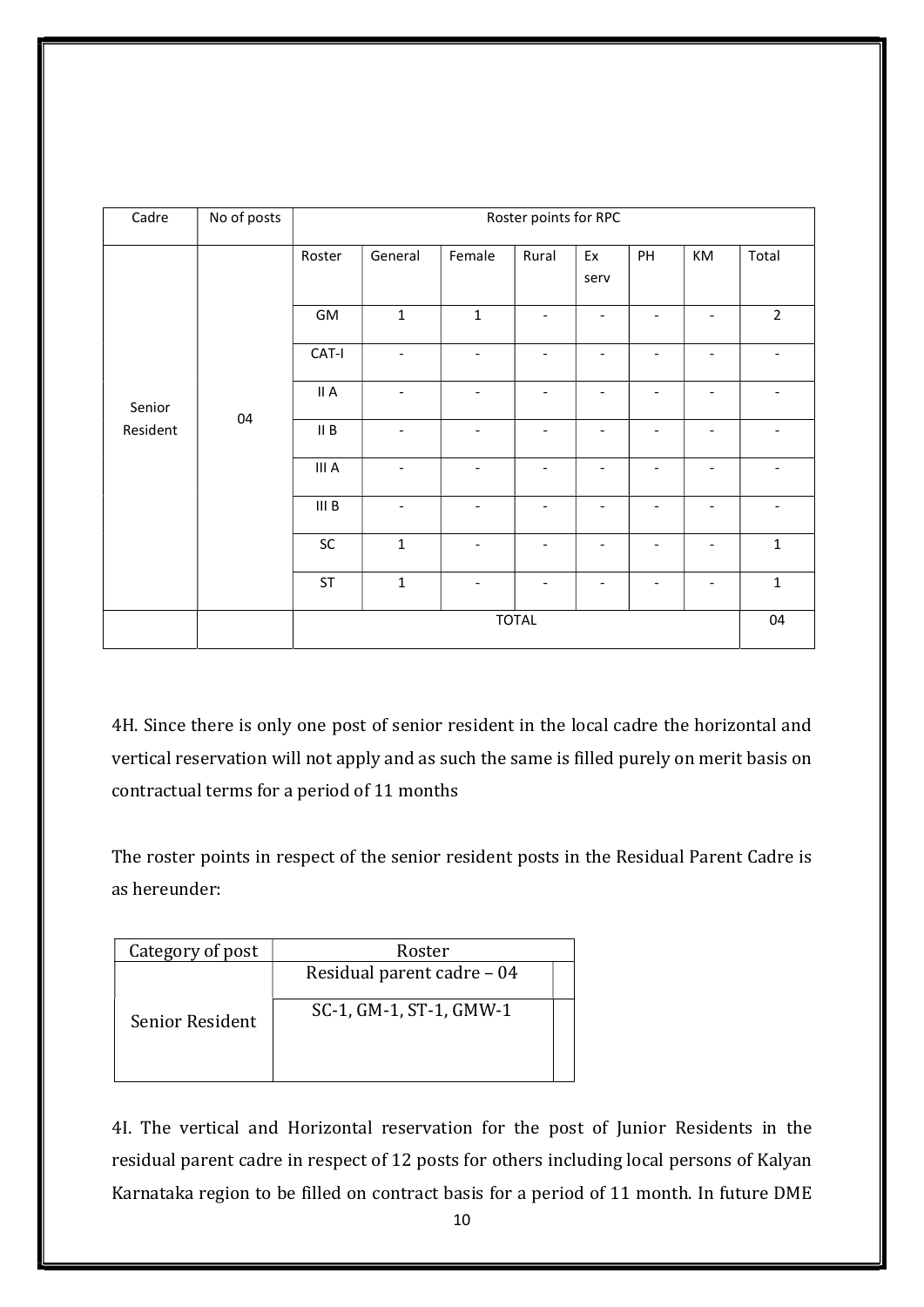| Cadre | No of posts | Roster points for RPC | | | | | | | |
|---|---|---|---|---|---|---|---|---|---|
| | | Roster | General | Female | Rural | Ex serv | PH | KM | Total |
| Senior Resident | 04 | GM | 1 | 1 | - | - | - | - | 2 |
| | | CAT-I | - | - | - | - | - | - | - |
| | | II A | - | - | - | - | - | - | - |
| | | II B | - | - | - | - | - | - | - |
| | | III A | - | - | - | - | - | - | - |
| | | III B | - | - | - | - | - | - | - |
| | | SC | 1 | - | - | - | - | - | 1 |
| | | ST | 1 | - | - | - | - | - | 1 |
| | | TOTAL | | | | | | | 04 |

4H. Since there is only one post of senior resident in the local cadre the horizontal and vertical reservation will not apply and as such the same is filled purely on merit basis on contractual terms for a period of 11 months

The roster points in respect of the senior resident posts in the Residual Parent Cadre is as hereunder:

| Category of post | Roster | |
|---|---|---|
| Senior Resident | Residual parent cadre – 04 | |
| | SC-1, GM-1, ST-1, GMW-1 | |

4I. The vertical and Horizontal reservation for the post of Junior Residents in the residual parent cadre in respect of 12 posts for others including local persons of Kalyan Karnataka region to be filled on contract basis for a period of 11 month. In future DME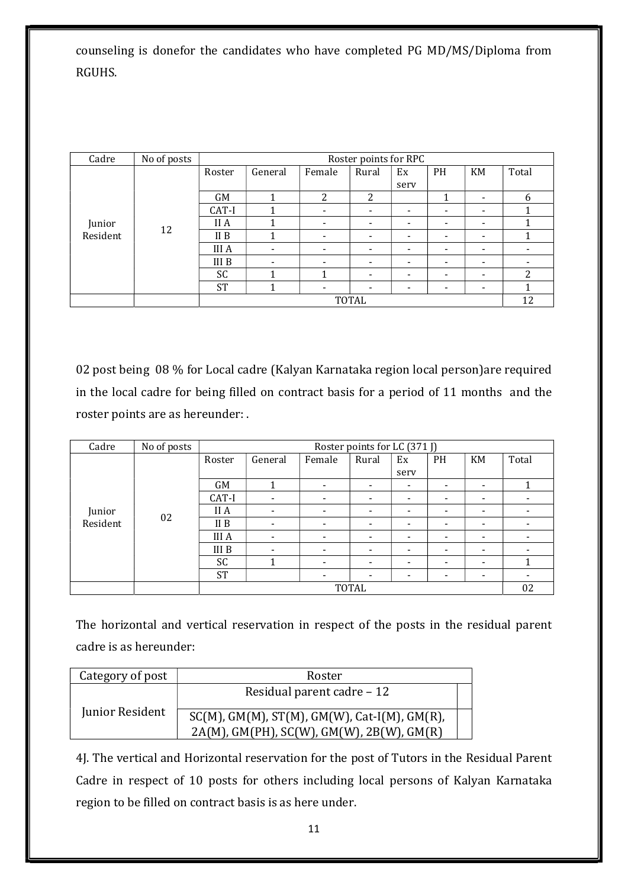counseling is donefor the candidates who have completed PG MD/MS/Diploma from RGUHS.

| Cadre | No of posts | Roster points for RPC | | | | | | | |
|---|---|---|---|---|---|---|---|---|---|
| | | Roster | General | Female | Rural | Ex serv | PH | KM | Total |
| Junior Resident | 12 | GM | 1 | 2 | 2 | | 1 | - | 6 |
| | | CAT-I | 1 | - | - | - | - | - | 1 |
| | | II A | 1 | - | - | - | - | - | 1 |
| | | II B | 1 | - | - | - | - | - | 1 |
| | | III A | - | - | - | - | - | - | - |
| | | III B | - | - | - | - | - | - | - |
| | | SC | 1 | 1 | - | - | - | - | 2 |
| | | ST | 1 | - | - | - | - | - | 1 |
| | | TOTAL | | | | | | | 12 |

02 post being 08 % for Local cadre (Kalyan Karnataka region local person)are required in the local cadre for being filled on contract basis for a period of 11 months and the roster points are as hereunder: .

| Cadre | No of posts | Roster points for LC (371 J) | | | | | | | |
|---|---|---|---|---|---|---|---|---|---|
| | | Roster | General | Female | Rural | Ex serv | PH | KM | Total |
| Junior Resident | 02 | GM | 1 | - | - | - | - | - | 1 |
| | | CAT-I | - | - | - | - | - | - | - |
| | | II A | - | - | - | - | - | - | - |
| | | II B | - | - | - | - | - | - | - |
| | | III A | - | - | - | - | - | - | - |
| | | III B | - | - | - | - | - | - | - |
| | | SC | 1 | - | - | - | - | - | 1 |
| | | ST | | - | - | - | - | - | - |
| | | TOTAL | | | | | | | 02 |

The horizontal and vertical reservation in respect of the posts in the residual parent cadre is as hereunder:

| Category of post | Roster |
|---|---|
| Junior Resident | Residual parent cadre – 12 |
| | SC(M), GM(M), ST(M), GM(W), Cat-I(M), GM(R), 2A(M), GM(PH), SC(W), GM(W), 2B(W), GM(R) |

4J. The vertical and Horizontal reservation for the post of Tutors in the Residual Parent Cadre in respect of 10 posts for others including local persons of Kalyan Karnataka region to be filled on contract basis is as here under.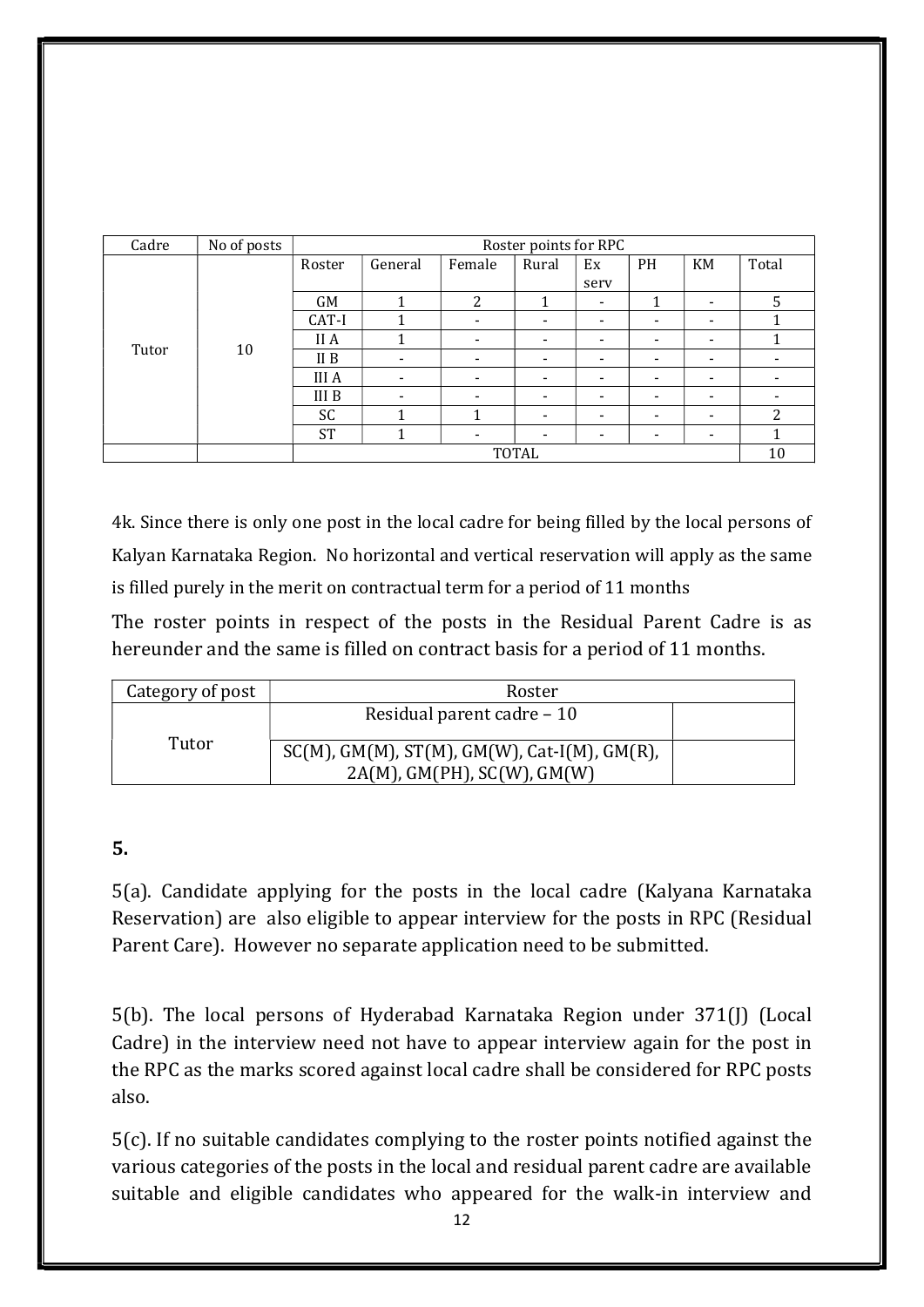| Cadre | No of posts | Roster points for RPC | | | | | | | |
|---|---|---|---|---|---|---|---|---|---|
| | | Roster | General | Female | Rural | Ex serv | PH | KM | Total |
| Tutor | 10 | GM | 1 | 2 | 1 | - | 1 | - | 5 |
| | | CAT-I | 1 | - | - | - | - | - | 1 |
| | | II A | 1 | - | - | - | - | - | 1 |
| | | II B | - | - | - | - | - | - | - |
| | | III A | - | - | - | - | - | - | - |
| | | III B | - | - | - | - | - | - | - |
| | | SC | 1 | 1 | - | - | - | - | 2 |
| | | ST | 1 | - | - | - | - | - | 1 |
| | | TOTAL | | | | | | | 10 |

4k. Since there is only one post in the local cadre for being filled by the local persons of Kalyan Karnataka Region. No horizontal and vertical reservation will apply as the same is filled purely in the merit on contractual term for a period of 11 months

The roster points in respect of the posts in the Residual Parent Cadre is as hereunder and the same is filled on contract basis for a period of 11 months.

| Category of post | Roster | |
|---|---|---|
| Tutor | Residual parent cadre – 10 | |
| | SC(M), GM(M), ST(M), GM(W), Cat-I(M), GM(R), 2A(M), GM(PH), SC(W), GM(W) | |

**5.**

5(a). Candidate applying for the posts in the local cadre (Kalyana Karnataka Reservation) are also eligible to appear interview for the posts in RPC (Residual Parent Care). However no separate application need to be submitted.

5(b). The local persons of Hyderabad Karnataka Region under 371(J) (Local Cadre) in the interview need not have to appear interview again for the post in the RPC as the marks scored against local cadre shall be considered for RPC posts also.

5(c). If no suitable candidates complying to the roster points notified against the various categories of the posts in the local and residual parent cadre are available suitable and eligible candidates who appeared for the walk-in interview and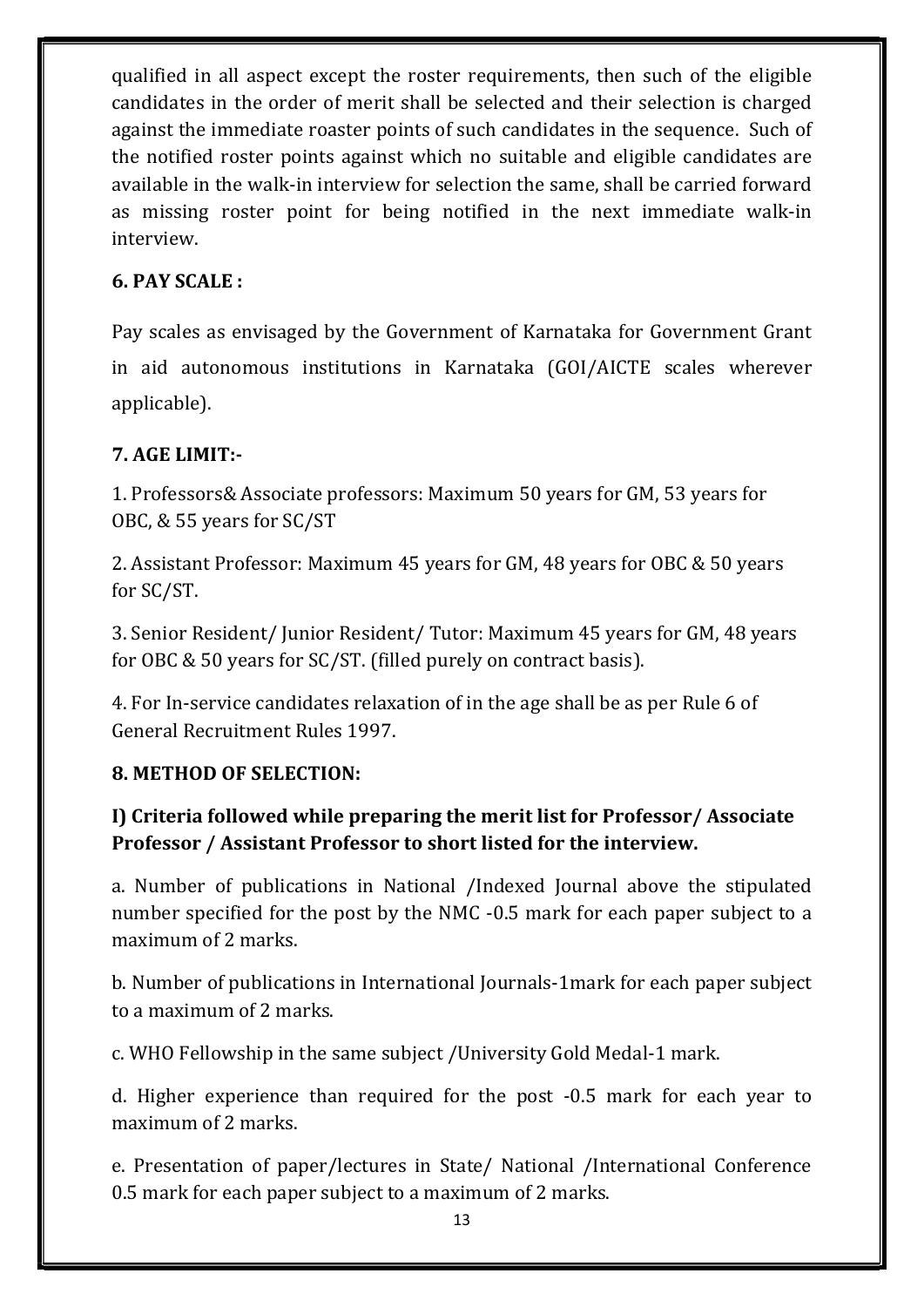qualified in all aspect except the roster requirements, then such of the eligible candidates in the order of merit shall be selected and their selection is charged against the immediate roaster points of such candidates in the sequence. Such of the notified roster points against which no suitable and eligible candidates are available in the walk-in interview for selection the same, shall be carried forward as missing roster point for being notified in the next immediate walk-in interview.

**6. PAY SCALE :**

Pay scales as envisaged by the Government of Karnataka for Government Grant in aid autonomous institutions in Karnataka (GOI/AICTE scales wherever applicable).

**7. AGE LIMIT:-**

1. Professors& Associate professors: Maximum 50 years for GM, 53 years for OBC, & 55 years for SC/ST

2. Assistant Professor: Maximum 45 years for GM, 48 years for OBC & 50 years for SC/ST.

3. Senior Resident/ Junior Resident/ Tutor: Maximum 45 years for GM, 48 years for OBC & 50 years for SC/ST. (filled purely on contract basis).

4. For In-service candidates relaxation of in the age shall be as per Rule 6 of General Recruitment Rules 1997.

**8. METHOD OF SELECTION:**

**I) Criteria followed while preparing the merit list for Professor/ Associate Professor / Assistant Professor to short listed for the interview.**

a. Number of publications in National /Indexed Journal above the stipulated number specified for the post by the NMC -0.5 mark for each paper subject to a maximum of 2 marks.

b. Number of publications in International Journals-1mark for each paper subject to a maximum of 2 marks.

c. WHO Fellowship in the same subject /University Gold Medal-1 mark.

d. Higher experience than required for the post -0.5 mark for each year to maximum of 2 marks.

e. Presentation of paper/lectures in State/ National /International Conference 0.5 mark for each paper subject to a maximum of 2 marks.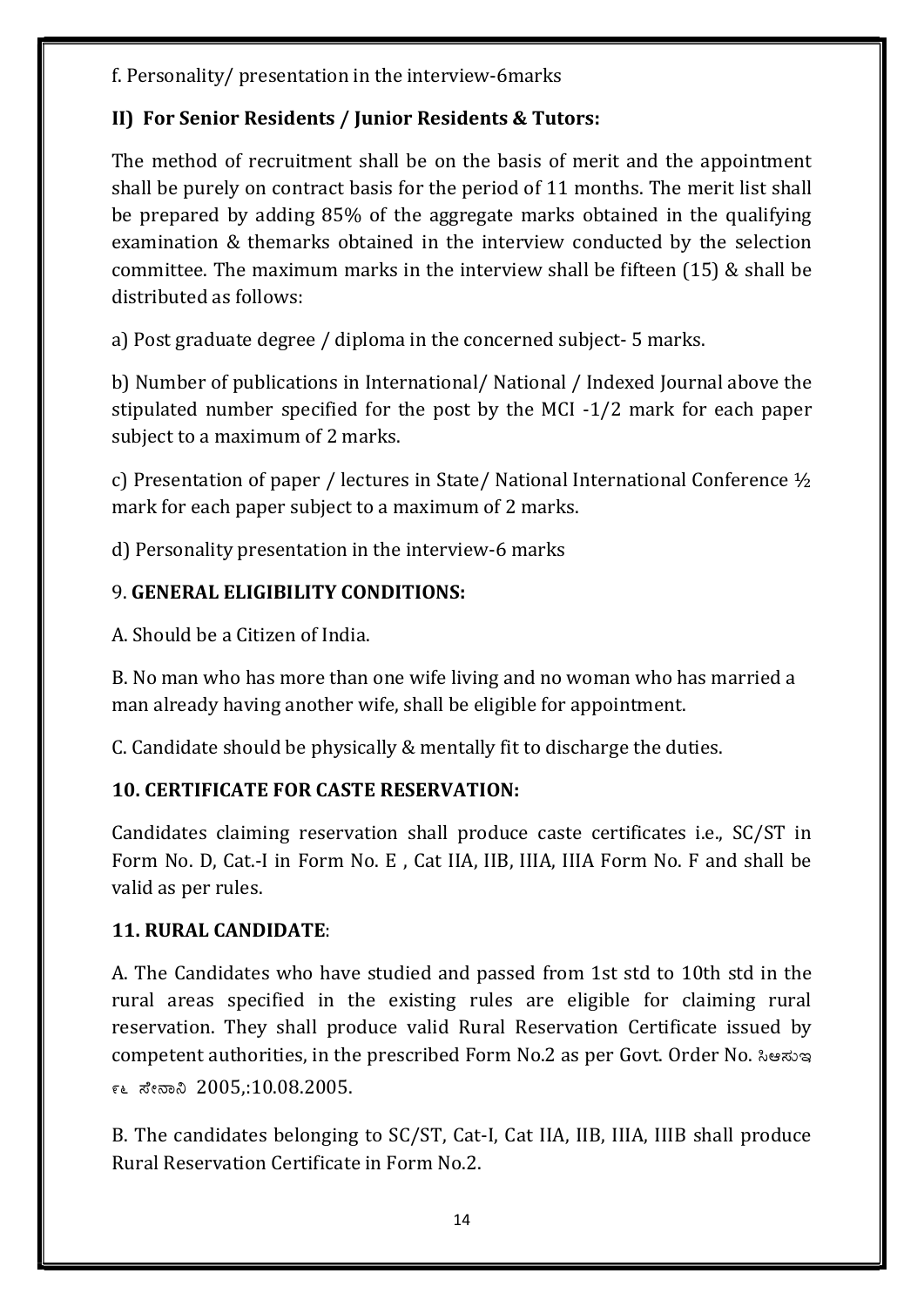f. Personality/ presentation in the interview-6marks

**II) For Senior Residents / Junior Residents & Tutors:**

The method of recruitment shall be on the basis of merit and the appointment shall be purely on contract basis for the period of 11 months. The merit list shall be prepared by adding 85% of the aggregate marks obtained in the qualifying examination & themarks obtained in the interview conducted by the selection committee. The maximum marks in the interview shall be fifteen (15) & shall be distributed as follows:

a) Post graduate degree / diploma in the concerned subject- 5 marks.

b) Number of publications in International/ National / Indexed Journal above the stipulated number specified for the post by the MCI -1/2 mark for each paper subject to a maximum of 2 marks.

c) Presentation of paper / lectures in State/ National International Conference ½ mark for each paper subject to a maximum of 2 marks.

d) Personality presentation in the interview-6 marks

9. **GENERAL ELIGIBILITY CONDITIONS:**

A. Should be a Citizen of India.

B. No man who has more than one wife living and no woman who has married a man already having another wife, shall be eligible for appointment.

C. Candidate should be physically & mentally fit to discharge the duties.

**10. CERTIFICATE FOR CASTE RESERVATION:**

Candidates claiming reservation shall produce caste certificates i.e., SC/ST in Form No. D, Cat.-I in Form No. E , Cat IIA, IIB, IIIA, IIIA Form No. F and shall be valid as per rules.

**11. RURAL CANDIDATE**:

A. The Candidates who have studied and passed from 1st std to 10th std in the rural areas specified in the existing rules are eligible for claiming rural reservation. They shall produce valid Rural Reservation Certificate issued by competent authorities, in the prescribed Form No.2 as per Govt. Order No. ಸಿಆಸುಇ ೯೬ ಸೇನಾನಿ 2005,:10.08.2005.

B. The candidates belonging to SC/ST, Cat-I, Cat IIA, IIB, IIIA, IIIB shall produce Rural Reservation Certificate in Form No.2.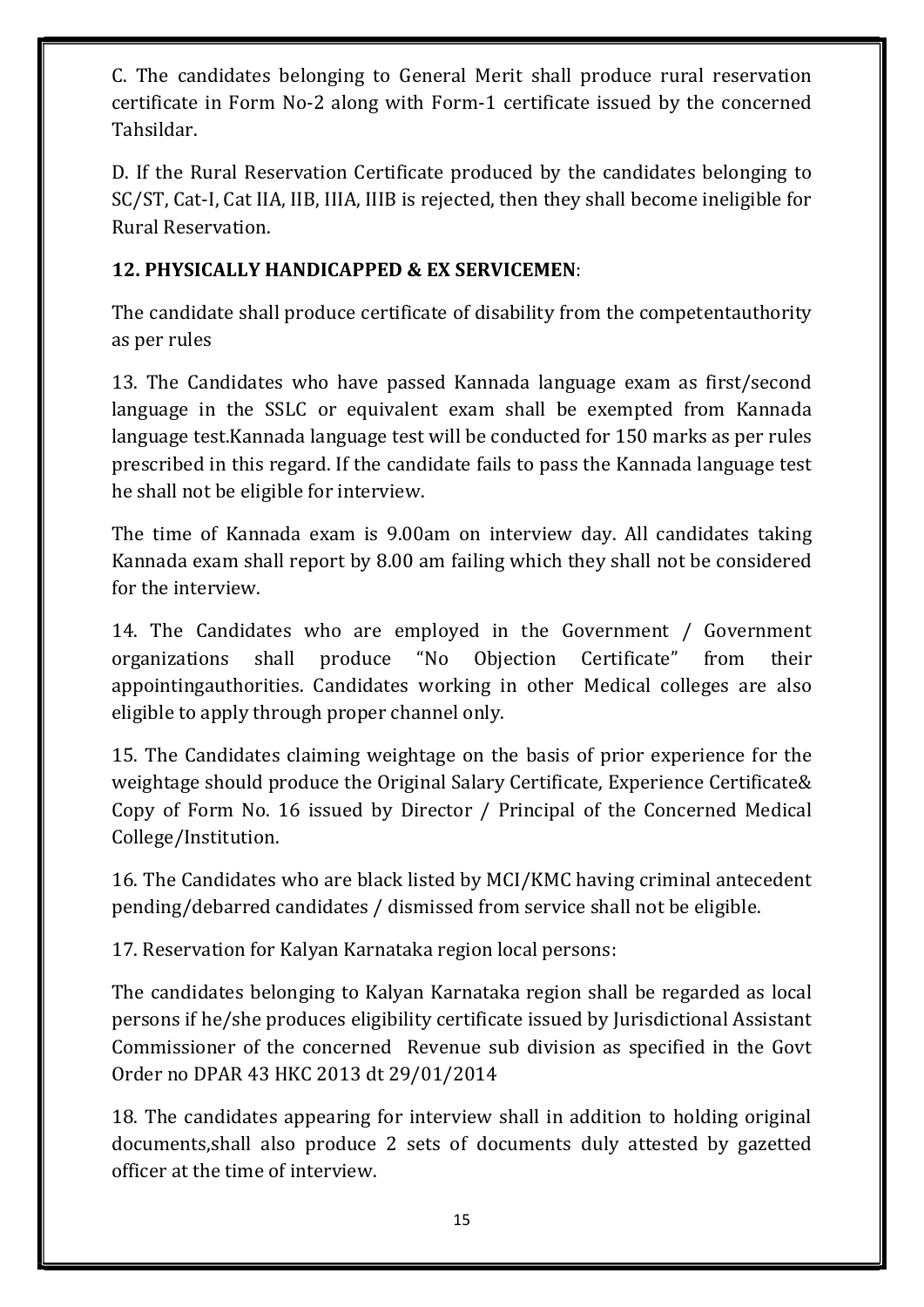C. The candidates belonging to General Merit shall produce rural reservation certificate in Form No-2 along with Form-1 certificate issued by the concerned Tahsildar.

D. If the Rural Reservation Certificate produced by the candidates belonging to SC/ST, Cat-I, Cat IIA, IIB, IIIA, IIIB is rejected, then they shall become ineligible for Rural Reservation.

**12. PHYSICALLY HANDICAPPED & EX SERVICEMEN**:

The candidate shall produce certificate of disability from the competentauthority as per rules

13. The Candidates who have passed Kannada language exam as first/second language in the SSLC or equivalent exam shall be exempted from Kannada language test.Kannada language test will be conducted for 150 marks as per rules prescribed in this regard. If the candidate fails to pass the Kannada language test he shall not be eligible for interview.

The time of Kannada exam is 9.00am on interview day. All candidates taking Kannada exam shall report by 8.00 am failing which they shall not be considered for the interview.

14. The Candidates who are employed in the Government / Government organizations shall produce "No Objection Certificate" from their appointingauthorities. Candidates working in other Medical colleges are also eligible to apply through proper channel only.

15. The Candidates claiming weightage on the basis of prior experience for the weightage should produce the Original Salary Certificate, Experience Certificate& Copy of Form No. 16 issued by Director / Principal of the Concerned Medical College/Institution.

16. The Candidates who are black listed by MCI/KMC having criminal antecedent pending/debarred candidates / dismissed from service shall not be eligible.

17. Reservation for Kalyan Karnataka region local persons:

The candidates belonging to Kalyan Karnataka region shall be regarded as local persons if he/she produces eligibility certificate issued by Jurisdictional Assistant Commissioner of the concerned Revenue sub division as specified in the Govt Order no DPAR 43 HKC 2013 dt 29/01/2014

18. The candidates appearing for interview shall in addition to holding original documents,shall also produce 2 sets of documents duly attested by gazetted officer at the time of interview.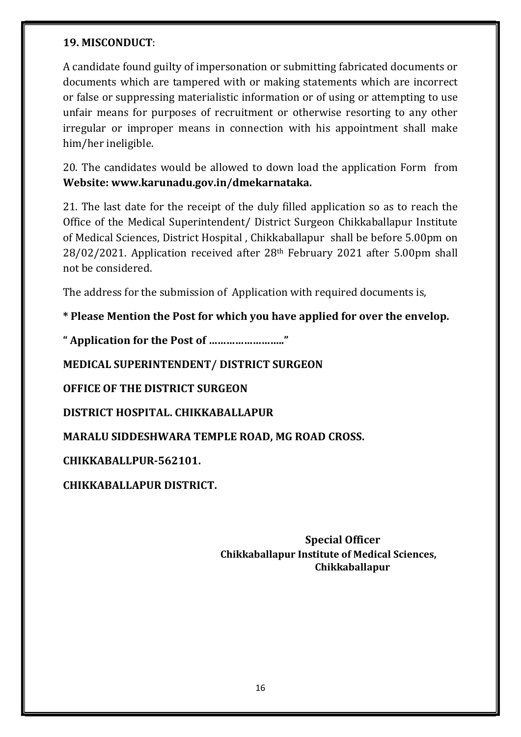**19. MISCONDUCT**:

A candidate found guilty of impersonation or submitting fabricated documents or documents which are tampered with or making statements which are incorrect or false or suppressing materialistic information or of using or attempting to use unfair means for purposes of recruitment or otherwise resorting to any other irregular or improper means in connection with his appointment shall make him/her ineligible.

20. The candidates would be allowed to down load the application Form from **Website: www.karunadu.gov.in/dmekarnataka.**

21. The last date for the receipt of the duly filled application so as to reach the Office of the Medical Superintendent/ District Surgeon Chikkaballapur Institute of Medical Sciences, District Hospital , Chikkaballapur shall be before 5.00pm on 28/02/2021. Application received after 28th February 2021 after 5.00pm shall not be considered.

The address for the submission of Application with required documents is,

**\* Please Mention the Post for which you have applied for over the envelop.**

**" Application for the Post of …………………….."**

**MEDICAL SUPERINTENDENT/ DISTRICT SURGEON**

**OFFICE OF THE DISTRICT SURGEON**

**DISTRICT HOSPITAL. CHIKKABALLAPUR**

**MARALU SIDDESHWARA TEMPLE ROAD, MG ROAD CROSS.**

**CHIKKABALLPUR-562101.**

**CHIKKABALLAPUR DISTRICT.**

**Special Officer**
**Chikkaballapur Institute of Medical Sciences,**
**Chikkaballapur**